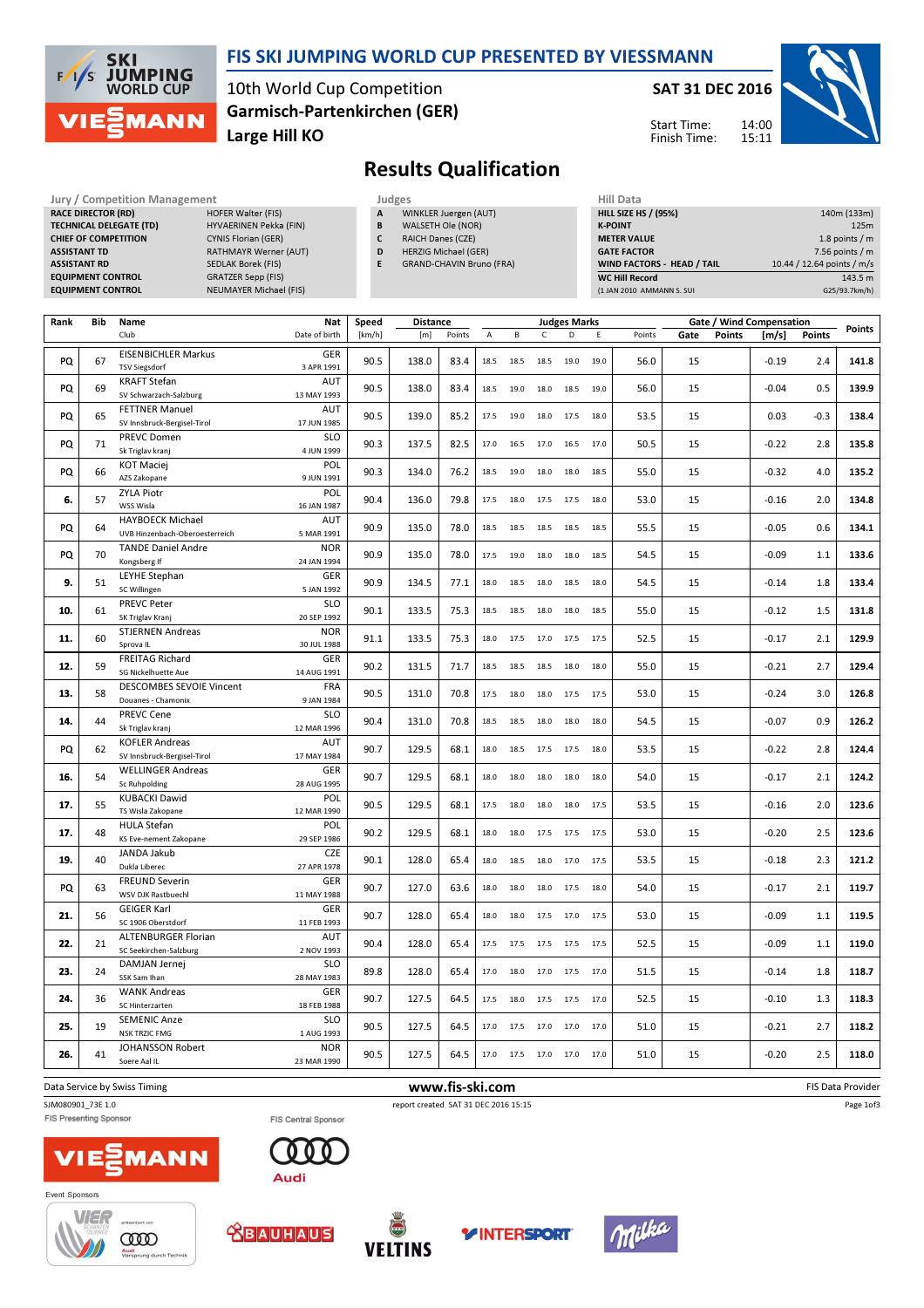# FIS SKI JUMPING WORLD CUP PRESENTED BY VIESSMANN

10th World Cup Competition
Garmisch-Partenkirchen (GER)
Large Hill KO

SAT 31 DEC 2016

Start Time: 14:00
Finish Time: 15:11

## Results Qualification

| Jury / Competition Management | |
|---|---|
| RACE DIRECTOR (RD) | HOFER Walter (FIS) |
| TECHNICAL DELEGATE (TD) | HYVAERINEN Pekka (FIN) |
| CHIEF OF COMPETITION | CYNIS Florian (GER) |
| ASSISTANT TD | RATHMAYR Werner (AUT) |
| ASSISTANT RD | SEDLAK Borek (FIS) |
| EQUIPMENT CONTROL | GRATZER Sepp (FIS) |
| EQUIPMENT CONTROL | NEUMAYER Michael (FIS) |

| Judges | |
|---|---|
| A | WINKLER Juergen (AUT) |
| B | WALSETH Ole (NOR) |
| C | RAICH Danes (CZE) |
| D | HERZIG Michael (GER) |
| E | GRAND-CHAVIN Bruno (FRA) |

| Hill Data | |
|---|---|
| HILL SIZE HS / (95%) | 140m (133m) |
| K-POINT | 125m |
| METER VALUE | 1.8 points / m |
| GATE FACTOR | 7.56 points / m |
| WIND FACTORS - HEAD / TAIL | 10.44 / 12.64 points / m/s |
| WC Hill Record | 143.5 m |
| (1 JAN 2010 AMMANN S. SUI | G25/93.7km/h) |

| Rank | Bib | Name / Club | Nat / Date of birth | Speed [km/h] | Distance [m] | Distance Points | A | B | C | D | E | Judges Points | Gate | Gate Points | Wind [m/s] | Wind Points | Points |
|---|---|---|---|---|---|---|---|---|---|---|---|---|---|---|---|---|---|
| PQ | 67 | EISENBICHLER Markus / TSV Siegsdorf | GER / 3 APR 1991 | 90.5 | 138.0 | 83.4 | 18.5 | 18.5 | 18.5 | 19.0 | 19.0 | 56.0 | 15 | | -0.19 | 2.4 | 141.8 |
| PQ | 69 | KRAFT Stefan / SV Schwarzach-Salzburg | AUT / 13 MAY 1993 | 90.5 | 138.0 | 83.4 | 18.5 | 19.0 | 18.0 | 18.5 | 19.0 | 56.0 | 15 | | -0.04 | 0.5 | 139.9 |
| PQ | 65 | FETTNER Manuel / SV Innsbruck-Bergisel-Tirol | AUT / 17 JUN 1985 | 90.5 | 139.0 | 85.2 | 17.5 | 19.0 | 18.0 | 17.5 | 18.0 | 53.5 | 15 | | 0.03 | -0.3 | 138.4 |
| PQ | 71 | PREVC Domen / Sk Triglav kranj | SLO / 4 JUN 1999 | 90.3 | 137.5 | 82.5 | 17.0 | 16.5 | 17.0 | 16.5 | 17.0 | 50.5 | 15 | | -0.22 | 2.8 | 135.8 |
| PQ | 66 | KOT Maciej / AZS Zakopane | POL / 9 JUN 1991 | 90.3 | 134.0 | 76.2 | 18.5 | 19.0 | 18.0 | 18.0 | 18.5 | 55.0 | 15 | | -0.32 | 4.0 | 135.2 |
| 6. | 57 | ZYLA Piotr / WSS Wisla | POL / 16 JAN 1987 | 90.4 | 136.0 | 79.8 | 17.5 | 18.0 | 17.5 | 17.5 | 18.0 | 53.0 | 15 | | -0.16 | 2.0 | 134.8 |
| PQ | 64 | HAYBOECK Michael / UVB Hinzenbach-Oberoesterreich | AUT / 5 MAR 1991 | 90.9 | 135.0 | 78.0 | 18.5 | 18.5 | 18.5 | 18.5 | 18.5 | 55.5 | 15 | | -0.05 | 0.6 | 134.1 |
| PQ | 70 | TANDE Daniel Andre / Kongsberg If | NOR / 24 JAN 1994 | 90.9 | 135.0 | 78.0 | 17.5 | 19.0 | 18.0 | 18.0 | 18.5 | 54.5 | 15 | | -0.09 | 1.1 | 133.6 |
| 9. | 51 | LEYHE Stephan / SC Willingen | GER / 5 JAN 1992 | 90.9 | 134.5 | 77.1 | 18.0 | 18.5 | 18.0 | 18.5 | 18.0 | 54.5 | 15 | | -0.14 | 1.8 | 133.4 |
| 10. | 61 | PREVC Peter / SK Triglav Kranj | SLO / 20 SEP 1992 | 90.1 | 133.5 | 75.3 | 18.5 | 18.5 | 18.0 | 18.0 | 18.5 | 55.0 | 15 | | -0.12 | 1.5 | 131.8 |
| 11. | 60 | STJERNEN Andreas / Sprova IL | NOR / 30 JUL 1988 | 91.1 | 133.5 | 75.3 | 18.0 | 17.5 | 17.0 | 17.5 | 17.5 | 52.5 | 15 | | -0.17 | 2.1 | 129.9 |
| 12. | 59 | FREITAG Richard / SG Nickelhuette Aue | GER / 14 AUG 1991 | 90.2 | 131.5 | 71.7 | 18.5 | 18.5 | 18.5 | 18.0 | 18.0 | 55.0 | 15 | | -0.21 | 2.7 | 129.4 |
| 13. | 58 | DESCOMBES SEVOIE Vincent / Douanes - Chamonix | FRA / 9 JAN 1984 | 90.5 | 131.0 | 70.8 | 17.5 | 18.0 | 18.0 | 17.5 | 17.5 | 53.0 | 15 | | -0.24 | 3.0 | 126.8 |
| 14. | 44 | PREVC Cene / Sk Triglav kranj | SLO / 12 MAR 1996 | 90.4 | 131.0 | 70.8 | 18.5 | 18.5 | 18.0 | 18.0 | 18.0 | 54.5 | 15 | | -0.07 | 0.9 | 126.2 |
| PQ | 62 | KOFLER Andreas / SV Innsbruck-Bergisel-Tirol | AUT / 17 MAY 1984 | 90.7 | 129.5 | 68.1 | 18.0 | 18.5 | 17.5 | 17.5 | 18.0 | 53.5 | 15 | | -0.22 | 2.8 | 124.4 |
| 16. | 54 | WELLINGER Andreas / Sc Ruhpolding | GER / 28 AUG 1995 | 90.7 | 129.5 | 68.1 | 18.0 | 18.0 | 18.0 | 18.0 | 18.0 | 54.0 | 15 | | -0.17 | 2.1 | 124.2 |
| 17. | 55 | KUBACKI Dawid / TS Wisla Zakopane | POL / 12 MAR 1990 | 90.5 | 129.5 | 68.1 | 17.5 | 18.0 | 18.0 | 18.0 | 17.5 | 53.5 | 15 | | -0.16 | 2.0 | 123.6 |
| 17. | 48 | HULA Stefan / KS Eve-nement Zakopane | POL / 29 SEP 1986 | 90.2 | 129.5 | 68.1 | 18.0 | 18.0 | 17.5 | 17.5 | 17.5 | 53.0 | 15 | | -0.20 | 2.5 | 123.6 |
| 19. | 40 | JANDA Jakub / Dukla Liberec | CZE / 27 APR 1978 | 90.1 | 128.0 | 65.4 | 18.0 | 18.5 | 18.0 | 17.0 | 17.5 | 53.5 | 15 | | -0.18 | 2.3 | 121.2 |
| PQ | 63 | FREUND Severin / WSV DJK Rastbuechl | GER / 11 MAY 1988 | 90.7 | 127.0 | 63.6 | 18.0 | 18.0 | 18.0 | 17.5 | 18.0 | 54.0 | 15 | | -0.17 | 2.1 | 119.7 |
| 21. | 56 | GEIGER Karl / SC 1906 Oberstdorf | GER / 11 FEB 1993 | 90.7 | 128.0 | 65.4 | 18.0 | 18.0 | 17.5 | 17.0 | 17.5 | 53.0 | 15 | | -0.09 | 1.1 | 119.5 |
| 22. | 21 | ALTENBURGER Florian / SC Seekirchen-Salzburg | AUT / 2 NOV 1993 | 90.4 | 128.0 | 65.4 | 17.5 | 17.5 | 17.5 | 17.5 | 17.5 | 52.5 | 15 | | -0.09 | 1.1 | 119.0 |
| 23. | 24 | DAMJAN Jernej / SSK Sam Ihan | SLO / 28 MAY 1983 | 89.8 | 128.0 | 65.4 | 17.0 | 18.0 | 17.0 | 17.5 | 17.0 | 51.5 | 15 | | -0.14 | 1.8 | 118.7 |
| 24. | 36 | WANK Andreas / SC Hinterzarten | GER / 18 FEB 1988 | 90.7 | 127.5 | 64.5 | 17.5 | 18.0 | 17.5 | 17.5 | 17.0 | 52.5 | 15 | | -0.10 | 1.3 | 118.3 |
| 25. | 19 | SEMENIC Anze / NSK TRZIC FMG | SLO / 1 AUG 1993 | 90.5 | 127.5 | 64.5 | 17.0 | 17.5 | 17.0 | 17.0 | 17.0 | 51.0 | 15 | | -0.21 | 2.7 | 118.2 |
| 26. | 41 | JOHANSSON Robert / Soere Aal IL | NOR / 23 MAR 1990 | 90.5 | 127.5 | 64.5 | 17.0 | 17.5 | 17.0 | 17.0 | 17.0 | 51.0 | 15 | | -0.20 | 2.5 | 118.0 |

Data Service by Swiss Timing | www.fis-ski.com | FIS Data Provider

SJM080901_73E 1.0 | report created SAT 31 DEC 2016 15:15

FIS Presenting Sponsor | FIS Central Sponsor | Event Sponsors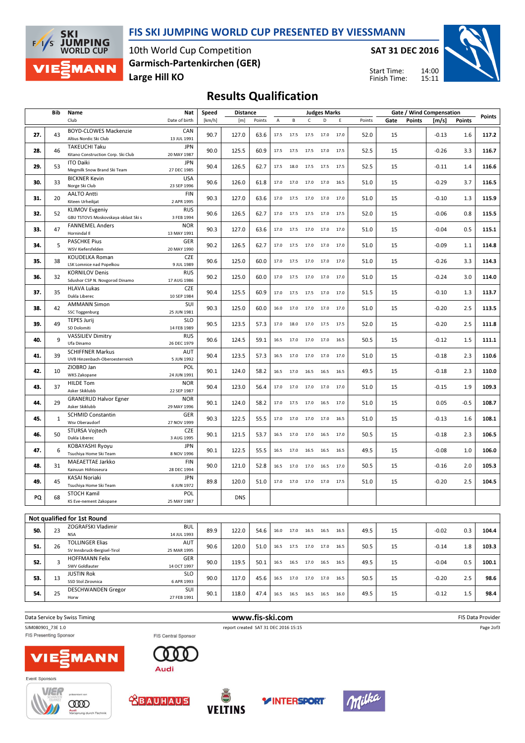# FIS SKI JUMPING WORLD CUP PRESENTED BY VIESSMANN

10th World Cup Competition
**Garmisch-Partenkirchen (GER)**
**Large Hill KO**

**SAT 31 DEC 2016**

Start Time: 14:00
Finish Time: 15:11

## Results Qualification

| | Bib | Name / Club | Nat / Date of birth | Speed [km/h] | Distance [m] | Distance Points | A | B | C | D | E | Judges Points | Gate | Gate Points | Wind [m/s] | Wind Points | Points |
|---|---|---|---|---|---|---|---|---|---|---|---|---|---|---|---|---|---|
| **27.** | 43 | BOYD-CLOWES Mackenzie / Altius Nordic Ski Club | CAN / 13 JUL 1991 | 90.7 | 127.0 | 63.6 | 17.5 | 17.5 | 17.5 | 17.0 | 17.0 | 52.0 | 15 | | -0.13 | 1.6 | **117.2** |
| **28.** | 46 | TAKEUCHI Taku / Kitano Construction Corp. Ski Club | JPN / 20 MAY 1987 | 90.0 | 125.5 | 60.9 | 17.5 | 17.5 | 17.5 | 17.0 | 17.5 | 52.5 | 15 | | -0.26 | 3.3 | **116.7** |
| **29.** | 53 | ITO Daiki / Megmilk Snow Brand Ski Team | JPN / 27 DEC 1985 | 90.4 | 126.5 | 62.7 | 17.5 | 18.0 | 17.5 | 17.5 | 17.5 | 52.5 | 15 | | -0.11 | 1.4 | **116.6** |
| **30.** | 33 | BICKNER Kevin / Norge Ski Club | USA / 23 SEP 1996 | 90.6 | 126.0 | 61.8 | 17.0 | 17.0 | 17.0 | 17.0 | 16.5 | 51.0 | 15 | | -0.29 | 3.7 | **116.5** |
| **31.** | 20 | AALTO Antti / Kiteen Urheilijat | FIN / 2 APR 1995 | 90.3 | 127.0 | 63.6 | 17.0 | 17.5 | 17.0 | 17.0 | 17.0 | 51.0 | 15 | | -0.10 | 1.3 | **115.9** |
| **32.** | 52 | KLIMOV Evgeniy / GBU TSTOVS Moskovskaya oblast Ski s | RUS / 3 FEB 1994 | 90.6 | 126.5 | 62.7 | 17.0 | 17.5 | 17.5 | 17.0 | 17.5 | 52.0 | 15 | | -0.06 | 0.8 | **115.5** |
| **33.** | 47 | FANNEMEL Anders / Hornindal Il | NOR / 13 MAY 1991 | 90.3 | 127.0 | 63.6 | 17.0 | 17.5 | 17.0 | 17.0 | 17.0 | 51.0 | 15 | | -0.04 | 0.5 | **115.1** |
| **34.** | 5 | PASCHKE Pius / WSV Kiefersfelden | GER / 20 MAY 1990 | 90.2 | 126.5 | 62.7 | 17.0 | 17.5 | 17.0 | 17.0 | 17.0 | 51.0 | 15 | | -0.09 | 1.1 | **114.8** |
| **35.** | 38 | KOUDELKA Roman / LSK Lomnice nad Popelkou | CZE / 9 JUL 1989 | 90.6 | 125.0 | 60.0 | 17.0 | 17.5 | 17.0 | 17.0 | 17.0 | 51.0 | 15 | | -0.26 | 3.3 | **114.3** |
| **36.** | 32 | KORNILOV Denis / Sdushor CSP N. Novgorod Dinamo | RUS / 17 AUG 1986 | 90.2 | 125.0 | 60.0 | 17.0 | 17.5 | 17.0 | 17.0 | 17.0 | 51.0 | 15 | | -0.24 | 3.0 | **114.0** |
| **37.** | 35 | HLAVA Lukas / Dukla Liberec | CZE / 10 SEP 1984 | 90.4 | 125.5 | 60.9 | 17.0 | 17.5 | 17.5 | 17.0 | 17.0 | 51.5 | 15 | | -0.10 | 1.3 | **113.7** |
| **38.** | 42 | AMMANN Simon / SSC Toggenburg | SUI / 25 JUN 1981 | 90.3 | 125.0 | 60.0 | 16.0 | 17.0 | 17.0 | 17.0 | 17.0 | 51.0 | 15 | | -0.20 | 2.5 | **113.5** |
| **39.** | 49 | TEPES Jurij / SD Dolomiti | SLO / 14 FEB 1989 | 90.5 | 123.5 | 57.3 | 17.0 | 18.0 | 17.0 | 17.5 | 17.5 | 52.0 | 15 | | -0.20 | 2.5 | **111.8** |
| **40.** | 9 | VASSILIEV Dimitry / Ufa Dinamo | RUS / 26 DEC 1979 | 90.6 | 124.5 | 59.1 | 16.5 | 17.0 | 17.0 | 17.0 | 16.5 | 50.5 | 15 | | -0.12 | 1.5 | **111.1** |
| **41.** | 39 | SCHIFFNER Markus / UVB Hinzenbach-Oberoesterreich | AUT / 5 JUN 1992 | 90.4 | 123.5 | 57.3 | 16.5 | 17.0 | 17.0 | 17.0 | 17.0 | 51.0 | 15 | | -0.18 | 2.3 | **110.6** |
| **42.** | 10 | ZIOBRO Jan / WKS Zakopane | POL / 24 JUN 1991 | 90.1 | 124.0 | 58.2 | 16.5 | 17.0 | 16.5 | 16.5 | 16.5 | 49.5 | 15 | | -0.18 | 2.3 | **110.0** |
| **43.** | 37 | HILDE Tom / Asker Skiklubb | NOR / 22 SEP 1987 | 90.4 | 123.0 | 56.4 | 17.0 | 17.0 | 17.0 | 17.0 | 17.0 | 51.0 | 15 | | -0.15 | 1.9 | **109.3** |
| **44.** | 29 | GRANERUD Halvor Egner / Asker Skiklubb | NOR / 29 MAY 1996 | 90.1 | 124.0 | 58.2 | 17.0 | 17.5 | 17.0 | 16.5 | 17.0 | 51.0 | 15 | | 0.05 | -0.5 | **108.7** |
| **45.** | 1 | SCHMID Constantin / Wsv Oberaudorf | GER / 27 NOV 1999 | 90.3 | 122.5 | 55.5 | 17.0 | 17.0 | 17.0 | 17.0 | 16.5 | 51.0 | 15 | | -0.13 | 1.6 | **108.1** |
| **46.** | 50 | STURSA Vojtech / Dukla Liberec | CZE / 3 AUG 1995 | 90.1 | 121.5 | 53.7 | 16.5 | 17.0 | 17.0 | 16.5 | 17.0 | 50.5 | 15 | | -0.18 | 2.3 | **106.5** |
| **47.** | 6 | KOBAYASHI Ryoyu / Tsuchiya Home Ski Team | JPN / 8 NOV 1996 | 90.1 | 122.5 | 55.5 | 16.5 | 17.0 | 16.5 | 16.5 | 16.5 | 49.5 | 15 | | -0.08 | 1.0 | **106.0** |
| **48.** | 31 | MAEAETTAE Jarkko / Kainuun Hiihtoseura | FIN / 28 DEC 1994 | 90.0 | 121.0 | 52.8 | 16.5 | 17.0 | 17.0 | 16.5 | 17.0 | 50.5 | 15 | | -0.16 | 2.0 | **105.3** |
| **49.** | 45 | KASAI Noriaki / Tsuchiya Home Ski Team | JPN / 6 JUN 1972 | 89.8 | 120.0 | 51.0 | 17.0 | 17.0 | 17.0 | 17.0 | 17.5 | 51.0 | 15 | | -0.20 | 2.5 | **104.5** |
| **PQ** | 68 | STOCH Kamil / KS Eve-nement Zakopane | POL / 25 MAY 1987 | | DNS | | | | | | | | | | | | |

**Not qualified for 1st Round**

| | Bib | Name / Club | Nat / Date of birth | Speed [km/h] | Distance [m] | Distance Points | A | B | C | D | E | Judges Points | Gate | Gate Points | Wind [m/s] | Wind Points | Points |
|---|---|---|---|---|---|---|---|---|---|---|---|---|---|---|---|---|---|
| **50.** | 23 | ZOGRAFSKI Vladimir / NSA | BUL / 14 JUL 1993 | 89.9 | 122.0 | 54.6 | 16.0 | 17.0 | 16.5 | 16.5 | 16.5 | 49.5 | 15 | | -0.02 | 0.3 | **104.4** |
| **51.** | 26 | TOLLINGER Elias / SV Innsbruck-Bergisel-Tirol | AUT / 25 MAR 1995 | 90.6 | 120.0 | 51.0 | 16.5 | 17.5 | 17.0 | 17.0 | 16.5 | 50.5 | 15 | | -0.14 | 1.8 | **103.3** |
| **52.** | 3 | HOFFMANN Felix / SWV Goldlauter | GER / 14 OCT 1997 | 90.0 | 119.5 | 50.1 | 16.5 | 16.5 | 17.0 | 16.5 | 16.5 | 49.5 | 15 | | -0.04 | 0.5 | **100.1** |
| **53.** | 13 | JUSTIN Rok / SSD Stol Zirovnica | SLO / 6 APR 1993 | 90.0 | 117.0 | 45.6 | 16.5 | 17.0 | 17.0 | 17.0 | 16.5 | 50.5 | 15 | | -0.20 | 2.5 | **98.6** |
| **54.** | 25 | DESCHWANDEN Gregor / Horw | SUI / 27 FEB 1991 | 90.1 | 118.0 | 47.4 | 16.5 | 16.5 | 16.5 | 16.5 | 16.0 | 49.5 | 15 | | -0.12 | 1.5 | **98.4** |

Data Service by Swiss Timing — www.fis-ski.com — FIS Data Provider

SJM080901_73E 1.0 — report created SAT 31 DEC 2016 15:15

FIS Presenting Sponsor: VIESSMANN — FIS Central Sponsor: Audi

Event Sponsors: Vierschanzentournee, BAUHAUS, VELTINS, INTERSPORT, Milka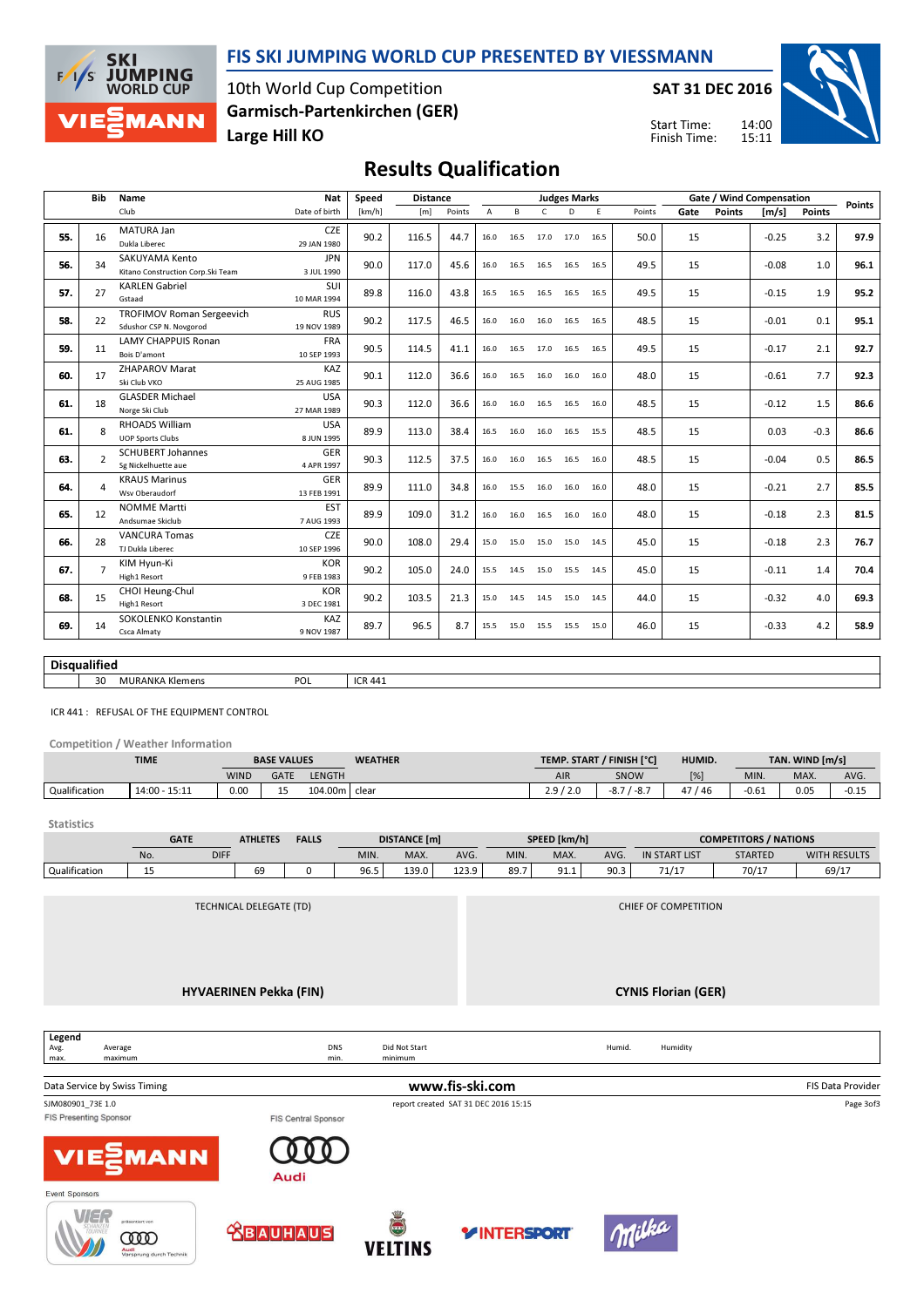# FIS SKI JUMPING WORLD CUP PRESENTED BY VIESSMANN

10th World Cup Competition
Garmisch-Partenkirchen (GER)
Large Hill KO

SAT 31 DEC 2016

Start Time: 14:00
Finish Time: 15:11

## Results Qualification

| | Bib | Name / Club | Nat / Date of birth | Speed [km/h] | Distance [m] | Distance Points | A | B | C | D | E | Judges Points | Gate | Gate Points | Wind [m/s] | Wind Points | Points |
|---|---|---|---|---|---|---|---|---|---|---|---|---|---|---|---|---|---|
| **55.** | 16 | MATURA Jan / Dukla Liberec | CZE / 29 JAN 1980 | 90.2 | 116.5 | 44.7 | 16.0 | 16.5 | 17.0 | 17.0 | 16.5 | 50.0 | 15 | | -0.25 | 3.2 | **97.9** |
| **56.** | 34 | SAKUYAMA Kento / Kitano Construction Corp.Ski Team | JPN / 3 JUL 1990 | 90.0 | 117.0 | 45.6 | 16.0 | 16.5 | 16.5 | 16.5 | 16.5 | 49.5 | 15 | | -0.08 | 1.0 | **96.1** |
| **57.** | 27 | KARLEN Gabriel / Gstaad | SUI / 10 MAR 1994 | 89.8 | 116.0 | 43.8 | 16.5 | 16.5 | 16.5 | 16.5 | 16.5 | 49.5 | 15 | | -0.15 | 1.9 | **95.2** |
| **58.** | 22 | TROFIMOV Roman Sergeevich / Sdushor CSP N. Novgorod | RUS / 19 NOV 1989 | 90.2 | 117.5 | 46.5 | 16.0 | 16.0 | 16.0 | 16.5 | 16.5 | 48.5 | 15 | | -0.01 | 0.1 | **95.1** |
| **59.** | 11 | LAMY CHAPPUIS Ronan / Bois D'amont | FRA / 10 SEP 1993 | 90.5 | 114.5 | 41.1 | 16.0 | 16.5 | 17.0 | 16.5 | 16.5 | 49.5 | 15 | | -0.17 | 2.1 | **92.7** |
| **60.** | 17 | ZHAPAROV Marat / Ski Club VKO | KAZ / 25 AUG 1985 | 90.1 | 112.0 | 36.6 | 16.0 | 16.5 | 16.0 | 16.0 | 16.0 | 48.0 | 15 | | -0.61 | 7.7 | **92.3** |
| **61.** | 18 | GLASDER Michael / Norge Ski Club | USA / 27 MAR 1989 | 90.3 | 112.0 | 36.6 | 16.0 | 16.0 | 16.5 | 16.5 | 16.0 | 48.5 | 15 | | -0.12 | 1.5 | **86.6** |
| **61.** | 8 | RHOADS William / UOP Sports Clubs | USA / 8 JUN 1995 | 89.9 | 113.0 | 38.4 | 16.5 | 16.0 | 16.0 | 16.5 | 15.5 | 48.5 | 15 | | 0.03 | -0.3 | **86.6** |
| **63.** | 2 | SCHUBERT Johannes / Sg Nickelhuette aue | GER / 4 APR 1997 | 90.3 | 112.5 | 37.5 | 16.0 | 16.0 | 16.5 | 16.5 | 16.0 | 48.5 | 15 | | -0.04 | 0.5 | **86.5** |
| **64.** | 4 | KRAUS Marinus / Wsv Oberaudorf | GER / 13 FEB 1991 | 89.9 | 111.0 | 34.8 | 16.0 | 15.5 | 16.0 | 16.0 | 16.0 | 48.0 | 15 | | -0.21 | 2.7 | **85.5** |
| **65.** | 12 | NOMME Martti / Andsumae Skiclub | EST / 7 AUG 1993 | 89.9 | 109.0 | 31.2 | 16.0 | 16.0 | 16.5 | 16.0 | 16.0 | 48.0 | 15 | | -0.18 | 2.3 | **81.5** |
| **66.** | 28 | VANCURA Tomas / TJ Dukla Liberec | CZE / 10 SEP 1996 | 90.0 | 108.0 | 29.4 | 15.0 | 15.0 | 15.0 | 15.0 | 14.5 | 45.0 | 15 | | -0.18 | 2.3 | **76.7** |
| **67.** | 7 | KIM Hyun-Ki / High1 Resort | KOR / 9 FEB 1983 | 90.2 | 105.0 | 24.0 | 15.5 | 14.5 | 15.0 | 15.5 | 14.5 | 45.0 | 15 | | -0.11 | 1.4 | **70.4** |
| **68.** | 15 | CHOI Heung-Chul / High1 Resort | KOR / 3 DEC 1981 | 90.2 | 103.5 | 21.3 | 15.0 | 14.5 | 14.5 | 15.0 | 14.5 | 44.0 | 15 | | -0.32 | 4.0 | **69.3** |
| **69.** | 14 | SOKOLENKO Konstantin / Csca Almaty | KAZ / 9 NOV 1987 | 89.7 | 96.5 | 8.7 | 15.5 | 15.0 | 15.5 | 15.5 | 15.0 | 46.0 | 15 | | -0.33 | 4.2 | **58.9** |

### Disqualified

| Bib | Name | Nat | Reason |
|---|---|---|---|
| 30 | MURANKA Klemens | POL | ICR 441 |

ICR 441 : REFUSAL OF THE EQUIPMENT CONTROL

### Competition / Weather Information

| | TIME | BASE VALUES WIND | GATE | LENGTH | WEATHER | TEMP. AIR | TEMP. SNOW | HUMID. [%] | TAN. WIND MIN. | MAX. | AVG. |
|---|---|---|---|---|---|---|---|---|---|---|---|
| Qualification | 14:00 - 15:11 | 0.00 | 15 | 104.00m | clear | 2.9 / 2.0 | -8.7 / -8.7 | 47 / 46 | -0.61 | 0.05 | -0.15 |

### Statistics

| | GATE No. | GATE DIFF | ATHLETES | FALLS | DISTANCE MIN. | DISTANCE MAX. | DISTANCE AVG. | SPEED MIN. | SPEED MAX. | SPEED AVG. | IN START LIST | STARTED | WITH RESULTS |
|---|---|---|---|---|---|---|---|---|---|---|---|---|---|
| Qualification | 15 | | 69 | 0 | 96.5 | 139.0 | 123.9 | 89.7 | 91.1 | 90.3 | 71/17 | 70/17 | 69/17 |

TECHNICAL DELEGATE (TD): **HYVAERINEN Pekka (FIN)**

CHIEF OF COMPETITION: **CYNIS Florian (GER)**

Legend: Avg. Average; max. maximum; DNS Did Not Start; min. minimum; Humid. Humidity

Data Service by Swiss Timing — www.fis-ski.com — FIS Data Provider

SJM080901_73E 1.0 — report created SAT 31 DEC 2016 15:15

FIS Presenting Sponsor: VIESSMANN — FIS Central Sponsor: Audi

Event Sponsors: Vierschanzentournee, BAUHAUS, VELTINS, INTERSPORT, Milka